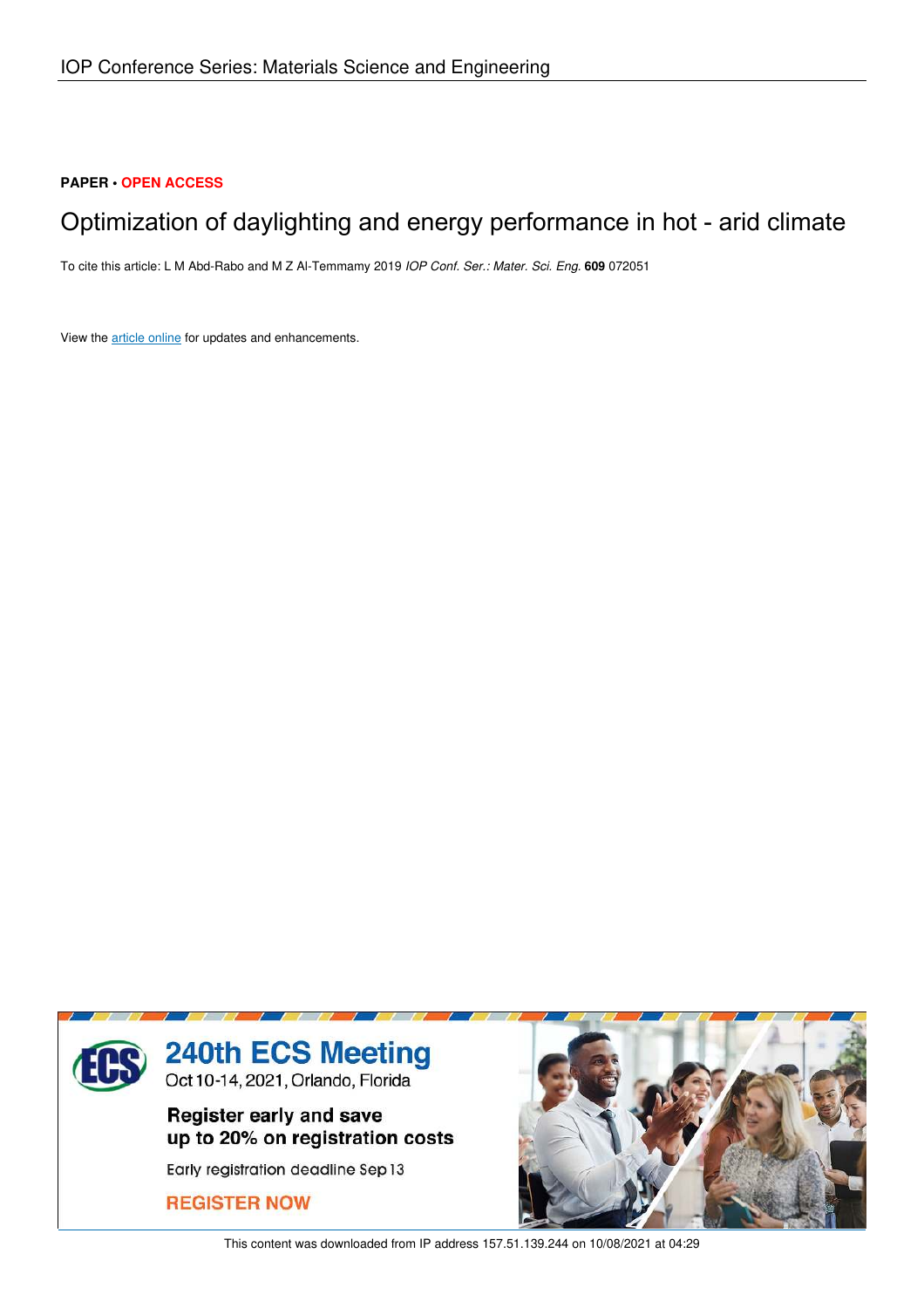IOP Conference Series: Materials Science and Engineering

**PAPER • OPEN ACCESS**

# Optimization of daylighting and energy performance in hot - arid climate

To cite this article: L M Abd-Rabo and M Z Al-Temmamy 2019 *IOP Conf. Ser.: Mater. Sci. Eng.* **609** 072051

View the article online for updates and enhancements.

This content was downloaded from IP address 157.51.139.244 on 10/08/2021 at 04:29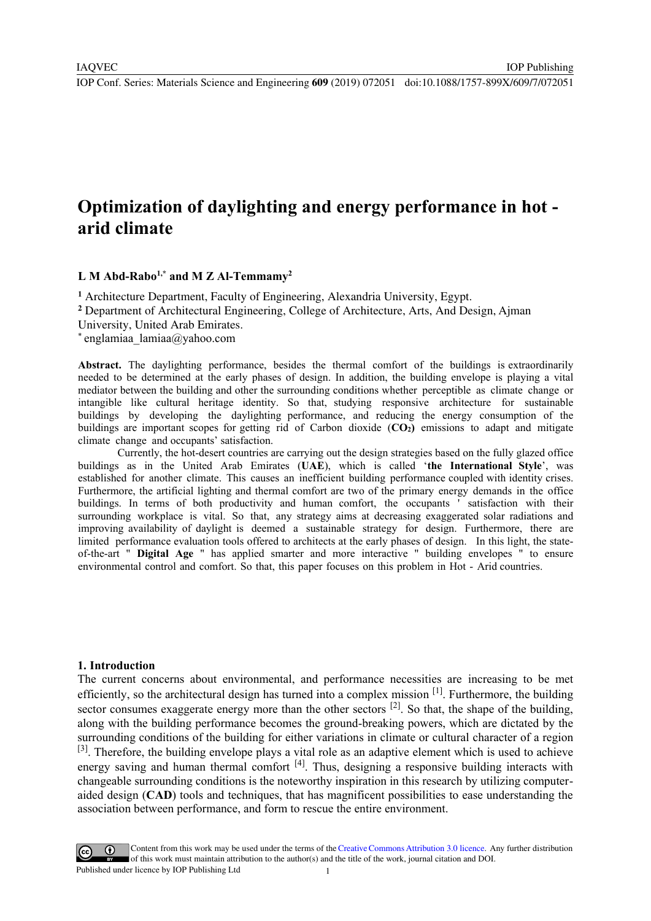# Optimization of daylighting and energy performance in hot - arid climate

**L M Abd-Rabo[1,*] and M Z Al-Temmamy[2]**

[1] Architecture Department, Faculty of Engineering, Alexandria University, Egypt.
[2] Department of Architectural Engineering, College of Architecture, Arts, And Design, Ajman University, United Arab Emirates.
[*] englamiaa_lamiaa@yahoo.com

**Abstract.** The daylighting performance, besides the thermal comfort of the buildings is extraordinarily needed to be determined at the early phases of design. In addition, the building envelope is playing a vital mediator between the building and other the surrounding conditions whether perceptible as climate change or intangible like cultural heritage identity. So that, studying responsive architecture for sustainable buildings by developing the daylighting performance, and reducing the energy consumption of the buildings are important scopes for getting rid of Carbon dioxide (**$CO_2$**) emissions to adapt and mitigate climate change and occupants' satisfaction.

Currently, the hot-desert countries are carrying out the design strategies based on the fully glazed office buildings as in the United Arab Emirates (**UAE**), which is called '**the International Style**', was established for another climate. This causes an inefficient building performance coupled with identity crises. Furthermore, the artificial lighting and thermal comfort are two of the primary energy demands in the office buildings. In terms of both productivity and human comfort, the occupants ' satisfaction with their surrounding workplace is vital. So that, any strategy aims at decreasing exaggerated solar radiations and improving availability of daylight is deemed a sustainable strategy for design. Furthermore, there are limited performance evaluation tools offered to architects at the early phases of design. In this light, the state-of-the-art " **Digital Age** " has applied smarter and more interactive " building envelopes " to ensure environmental control and comfort. So that, this paper focuses on this problem in Hot - Arid countries.

## 1. Introduction

The current concerns about environmental, and performance necessities are increasing to be met efficiently, so the architectural design has turned into a complex mission [1]. Furthermore, the building sector consumes exaggerate energy more than the other sectors [2]. So that, the shape of the building, along with the building performance becomes the ground-breaking powers, which are dictated by the surrounding conditions of the building for either variations in climate or cultural character of a region [3]. Therefore, the building envelope plays a vital role as an adaptive element which is used to achieve energy saving and human thermal comfort [4]. Thus, designing a responsive building interacts with changeable surrounding conditions is the noteworthy inspiration in this research by utilizing computer-aided design (**CAD**) tools and techniques, that has magnificent possibilities to ease understanding the association between performance, and form to rescue the entire environment.

Content from this work may be used under the terms of the Creative Commons Attribution 3.0 licence. Any further distribution of this work must maintain attribution to the author(s) and the title of the work, journal citation and DOI.
Published under licence by IOP Publishing Ltd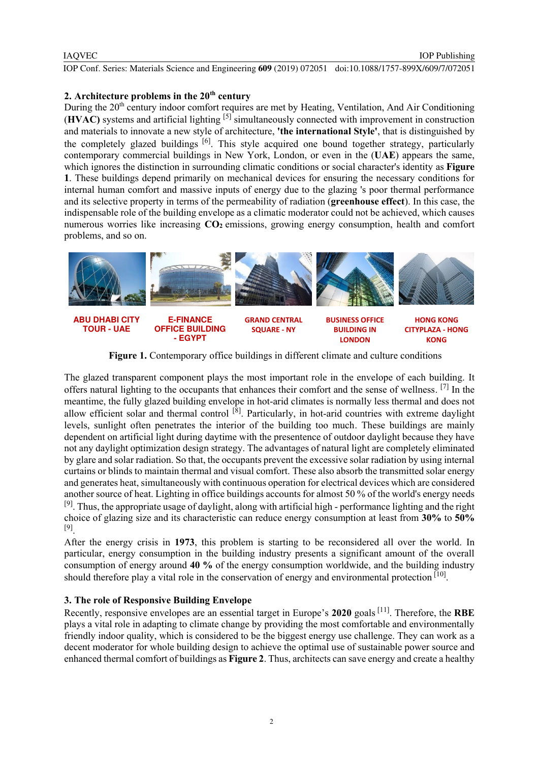## 2. Architecture problems in the 20th century

During the 20th century indoor comfort requires are met by Heating, Ventilation, And Air Conditioning (**HVAC)** systems and artificial lighting [5] simultaneously connected with improvement in construction and materials to innovate a new style of architecture, **'the international Style'**, that is distinguished by the completely glazed buildings [6]. This style acquired one bound together strategy, particularly contemporary commercial buildings in New York, London, or even in the (**UAE**) appears the same, which ignores the distinction in surrounding climatic conditions or social character's identity as **Figure 1**. These buildings depend primarily on mechanical devices for ensuring the necessary conditions for internal human comfort and massive inputs of energy due to the glazing 's poor thermal performance and its selective property in terms of the permeability of radiation (**greenhouse effect**). In this case, the indispensable role of the building envelope as a climatic moderator could not be achieved, which causes numerous worries like increasing **$CO_2$** emissions, growing energy consumption, health and comfort problems, and so on.

ABU DHABI CITY TOUR - UAE | E-FINANCE OFFICE BUILDING - EGYPT | GRAND CENTRAL SQUARE - NY | BUSINESS OFFICE BUILDING IN LONDON | HONG KONG CITYPLAZA - HONG KONG

**Figure 1.** Contemporary office buildings in different climate and culture conditions

The glazed transparent component plays the most important role in the envelope of each building. It offers natural lighting to the occupants that enhances their comfort and the sense of wellness. [7] In the meantime, the fully glazed building envelope in hot-arid climates is normally less thermal and does not allow efficient solar and thermal control [8]. Particularly, in hot-arid countries with extreme daylight levels, sunlight often penetrates the interior of the building too much. These buildings are mainly dependent on artificial light during daytime with the presentence of outdoor daylight because they have not any daylight optimization design strategy. The advantages of natural light are completely eliminated by glare and solar radiation. So that, the occupants prevent the excessive solar radiation by using internal curtains or blinds to maintain thermal and visual comfort. These also absorb the transmitted solar energy and generates heat, simultaneously with continuous operation for electrical devices which are considered another source of heat. Lighting in office buildings accounts for almost 50 % of the world's energy needs [9]. Thus, the appropriate usage of daylight, along with artificial high - performance lighting and the right choice of glazing size and its characteristic can reduce energy consumption at least from **30%** to **50%** [9].

After the energy crisis in **1973**, this problem is starting to be reconsidered all over the world. In particular, energy consumption in the building industry presents a significant amount of the overall consumption of energy around **40 %** of the energy consumption worldwide, and the building industry should therefore play a vital role in the conservation of energy and environmental protection [10].

## 3. The role of Responsive Building Envelope

Recently, responsive envelopes are an essential target in Europe's **2020** goals [11]. Therefore, the **RBE** plays a vital role in adapting to climate change by providing the most comfortable and environmentally friendly indoor quality, which is considered to be the biggest energy use challenge. They can work as a decent moderator for whole building design to achieve the optimal use of sustainable power source and enhanced thermal comfort of buildings as **Figure 2**. Thus, architects can save energy and create a healthy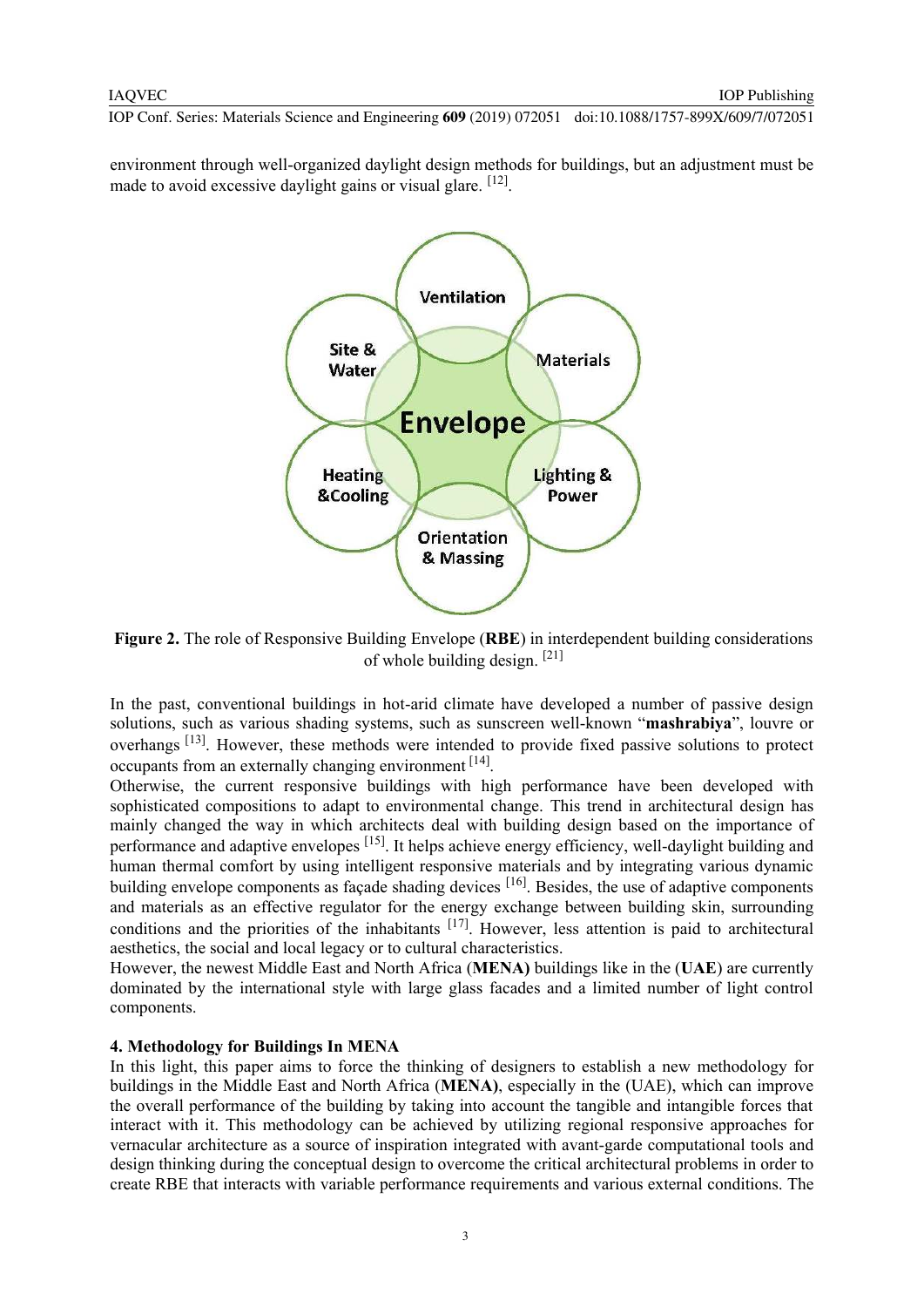environment through well-organized daylight design methods for buildings, but an adjustment must be made to avoid excessive daylight gains or visual glare. [12].

**Figure 2.** The role of Responsive Building Envelope (**RBE**) in interdependent building considerations of whole building design. [21]

In the past, conventional buildings in hot-arid climate have developed a number of passive design solutions, such as various shading systems, such as sunscreen well-known "**mashrabiya**", louvre or overhangs [13]. However, these methods were intended to provide fixed passive solutions to protect occupants from an externally changing environment [14].

Otherwise, the current responsive buildings with high performance have been developed with sophisticated compositions to adapt to environmental change. This trend in architectural design has mainly changed the way in which architects deal with building design based on the importance of performance and adaptive envelopes [15]. It helps achieve energy efficiency, well-daylight building and human thermal comfort by using intelligent responsive materials and by integrating various dynamic building envelope components as façade shading devices [16]. Besides, the use of adaptive components and materials as an effective regulator for the energy exchange between building skin, surrounding conditions and the priorities of the inhabitants [17]. However, less attention is paid to architectural aesthetics, the social and local legacy or to cultural characteristics.

However, the newest Middle East and North Africa (**MENA)** buildings like in the (**UAE**) are currently dominated by the international style with large glass facades and a limited number of light control components.

## 4. Methodology for Buildings In MENA

In this light, this paper aims to force the thinking of designers to establish a new methodology for buildings in the Middle East and North Africa (**MENA)**, especially in the (UAE), which can improve the overall performance of the building by taking into account the tangible and intangible forces that interact with it. This methodology can be achieved by utilizing regional responsive approaches for vernacular architecture as a source of inspiration integrated with avant-garde computational tools and design thinking during the conceptual design to overcome the critical architectural problems in order to create RBE that interacts with variable performance requirements and various external conditions. The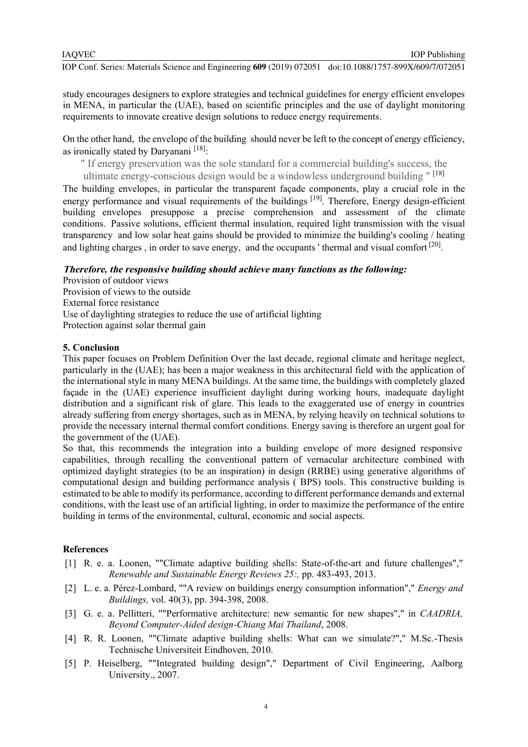study encourages designers to explore strategies and technical guidelines for energy efficient envelopes in MENA, in particular the (UAE), based on scientific principles and the use of daylight monitoring requirements to innovate creative design solutions to reduce energy requirements.

On the other hand, the envelope of the building should never be left to the concept of energy efficiency, as ironically stated by Daryanani [18]:

> " If energy preservation was the sole standard for a commercial building's success, the ultimate energy-conscious design would be a windowless underground building " [18]

The building envelopes, in particular the transparent façade components, play a crucial role in the energy performance and visual requirements of the buildings [19]. Therefore, Energy design-efficient building envelopes presuppose a precise comprehension and assessment of the climate conditions. Passive solutions, efficient thermal insulation, required light transmission with the visual transparency and low solar heat gains should be provided to minimize the building's cooling / heating and lighting charges , in order to save energy, and the occupants ' thermal and visual comfort [20].

***Therefore, the responsive building should achieve many functions as the following:***

Provision of outdoor views
Provision of views to the outside
External force resistance
Use of daylighting strategies to reduce the use of artificial lighting
Protection against solar thermal gain

## 5. Conclusion

This paper focuses on Problem Definition Over the last decade, regional climate and heritage neglect, particularly in the (UAE); has been a major weakness in this architectural field with the application of the international style in many MENA buildings. At the same time, the buildings with completely glazed façade in the (UAE) experience insufficient daylight during working hours, inadequate daylight distribution and a significant risk of glare. This leads to the exaggerated use of energy in countries already suffering from energy shortages, such as in MENA, by relying heavily on technical solutions to provide the necessary internal thermal comfort conditions. Energy saving is therefore an urgent goal for the government of the (UAE).

So that, this recommends the integration into a building envelope of more designed responsive capabilities, through recalling the conventional pattern of vernacular architecture combined with optimized daylight strategies (to be an inspiration) in design (RRBE) using generative algorithms of computational design and building performance analysis ( BPS) tools. This constructive building is estimated to be able to modify its performance, according to different performance demands and external conditions, with the least use of an artificial lighting, in order to maximize the performance of the entire building in terms of the environmental, cultural, economic and social aspects.

## References

[1] R. e. a. Loonen, ""Climate adaptive building shells: State-of-the-art and future challenges"," *Renewable and Sustainable Energy Reviews 25:,* pp. 483-493, 2013.

[2] L. e. a. Pérez-Lombard, ""A review on buildings energy consumption information"," *Energy and Buildings,* vol. 40(3), pp. 394-398, 2008.

[3] G. e. a. Pellitteri, ""Performative architecture: new semantic for new shapes"," in *CAADRIA, Beyond Computer-Aided design-Chiang Mai Thailand*, 2008.

[4] R. R. Loonen, ""Climate adaptive building shells: What can we simulate?"," M.Sc.-Thesis Technische Universiteit Eindhoven, 2010.

[5] P. Heiselberg, ""Integrated building design"," Department of Civil Engineering, Aalborg University., 2007.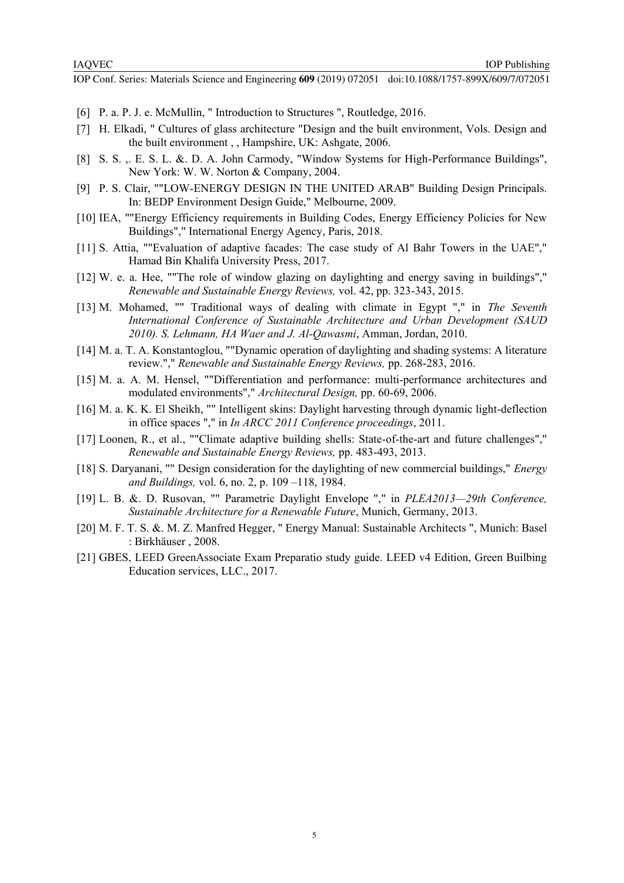[6] P. a. P. J. e. McMullin, " Introduction to Structures ", Routledge, 2016.

[7] H. Elkadi, " Cultures of glass architecture "Design and the built environment, Vols. Design and the built environment , , Hampshire, UK: Ashgate, 2006.

[8] S. S. ,. E. S. L. &. D. A. John Carmody, "Window Systems for High-Performance Buildings", New York: W. W. Norton & Company, 2004.

[9] P. S. Clair, ""LOW-ENERGY DESIGN IN THE UNITED ARAB" Building Design Principals. In: BEDP Environment Design Guide," Melbourne, 2009.

[10] IEA, ""Energy Efficiency requirements in Building Codes, Energy Efficiency Policies for New Buildings"," International Energy Agency, Paris, 2018.

[11] S. Attia, ""Evaluation of adaptive facades: The case study of Al Bahr Towers in the UAE"," Hamad Bin Khalifa University Press, 2017.

[12] W. e. a. Hee, ""The role of window glazing on daylighting and energy saving in buildings"," *Renewable and Sustainable Energy Reviews,* vol. 42, pp. 323-343, 2015.

[13] M. Mohamed, "" Traditional ways of dealing with climate in Egypt "," in *The Seventh International Conference of Sustainable Architecture and Urban Development (SAUD 2010). S. Lehmann, HA Waer and J. Al-Qawasmi*, Amman, Jordan, 2010.

[14] M. a. T. A. Konstantoglou, ""Dynamic operation of daylighting and shading systems: A literature review."," *Renewable and Sustainable Energy Reviews,* pp. 268-283, 2016.

[15] M. a. A. M. Hensel, ""Differentiation and performance: multi-performance architectures and modulated environments"," *Architectural Design,* pp. 60-69, 2006.

[16] M. a. K. K. El Sheikh, "" Intelligent skins: Daylight harvesting through dynamic light-deflection in office spaces "," in *In ARCC 2011 Conference proceedings*, 2011.

[17] Loonen, R., et al., ""Climate adaptive building shells: State-of-the-art and future challenges"," *Renewable and Sustainable Energy Reviews,* pp. 483-493, 2013.

[18] S. Daryanani, "" Design consideration for the daylighting of new commercial buildings," *Energy and Buildings,* vol. 6, no. 2, p. 109 –118, 1984.

[19] L. B. &. D. Rusovan, "" Parametric Daylight Envelope "," in *PLEA2013—29th Conference, Sustainable Architecture for a Renewable Future*, Munich, Germany, 2013.

[20] M. F. T. S. &. M. Z. Manfred Hegger, " Energy Manual: Sustainable Architects ", Munich: Basel : Birkhäuser , 2008.

[21] GBES, LEED GreenAssociate Exam Preparatio study guide. LEED v4 Edition, Green Builbing Education services, LLC., 2017.